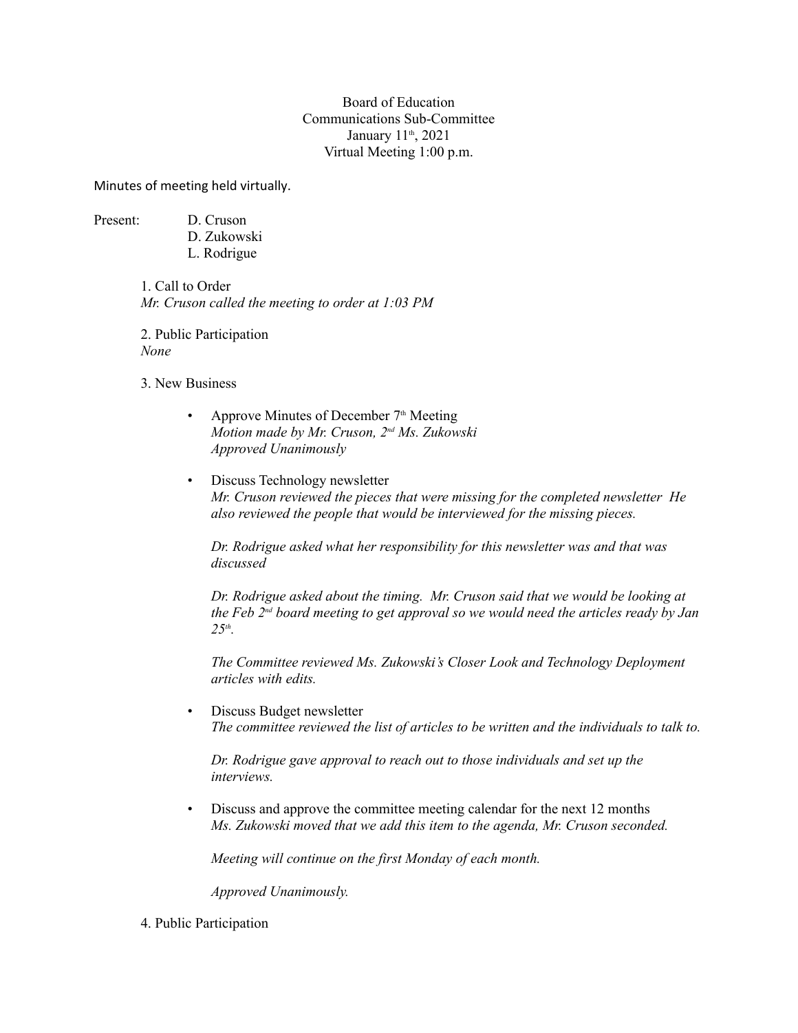Board of Education
Communications Sub-Committee
January 11th, 2021
Virtual Meeting 1:00 p.m.

Minutes of meeting held virtually.

Present:
D. Cruson
D. Zukowski
L. Rodrigue

1. Call to Order
*Mr. Cruson called the meeting to order at 1:03 PM*

2. Public Participation
*None*

3. New Business

- Approve Minutes of December 7th Meeting
  *Motion made by Mr. Cruson, 2nd Ms. Zukowski*
  *Approved Unanimously*

- Discuss Technology newsletter
  *Mr. Cruson reviewed the pieces that were missing for the completed newsletter He also reviewed the people that would be interviewed for the missing pieces.*

  *Dr. Rodrigue asked what her responsibility for this newsletter was and that was discussed*

  *Dr. Rodrigue asked about the timing. Mr. Cruson said that we would be looking at the Feb 2nd board meeting to get approval so we would need the articles ready by Jan 25th.*

  *The Committee reviewed Ms. Zukowski's Closer Look and Technology Deployment articles with edits.*

- Discuss Budget newsletter
  *The committee reviewed the list of articles to be written and the individuals to talk to.*

  *Dr. Rodrigue gave approval to reach out to those individuals and set up the interviews.*

- Discuss and approve the committee meeting calendar for the next 12 months
  *Ms. Zukowski moved that we add this item to the agenda, Mr. Cruson seconded.*

  *Meeting will continue on the first Monday of each month.*

  *Approved Unanimously.*

4. Public Participation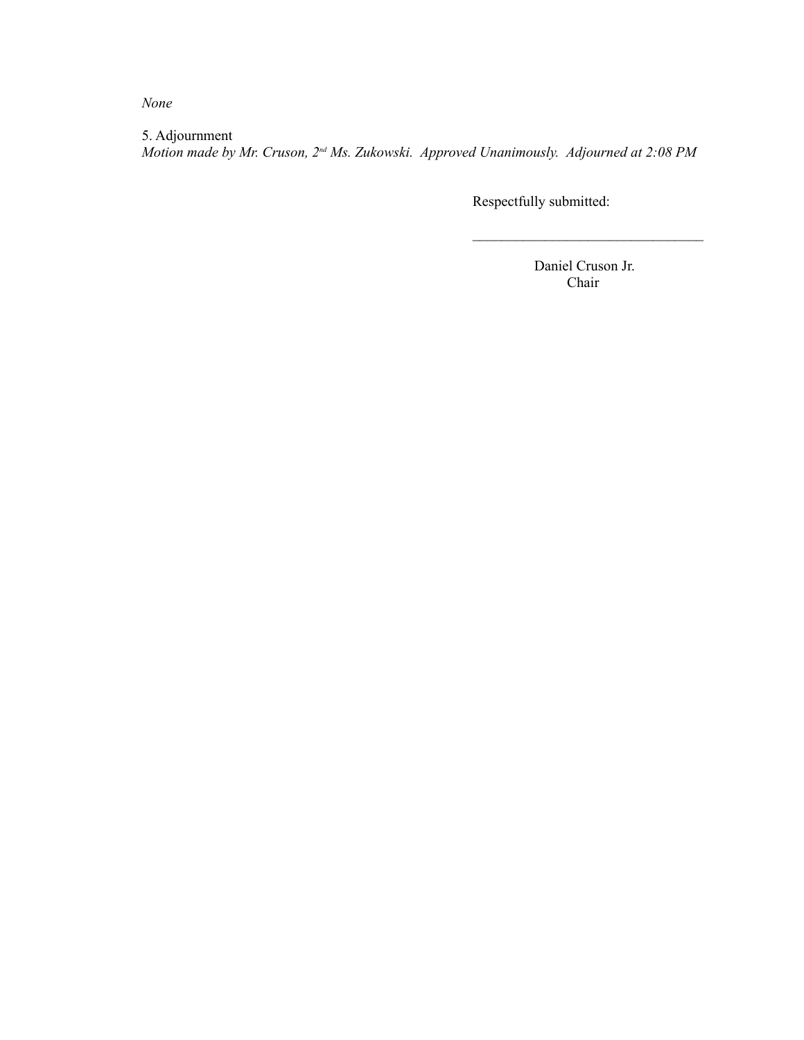*None*

5. Adjournment

*Motion made by Mr. Cruson, 2nd Ms. Zukowski. Approved Unanimously. Adjourned at 2:08 PM*

Respectfully submitted:

\_\_\_\_\_\_\_\_\_\_\_\_\_\_\_\_\_\_\_\_\_\_\_\_\_\_\_\_\_\_\_\_

Daniel Cruson Jr.
Chair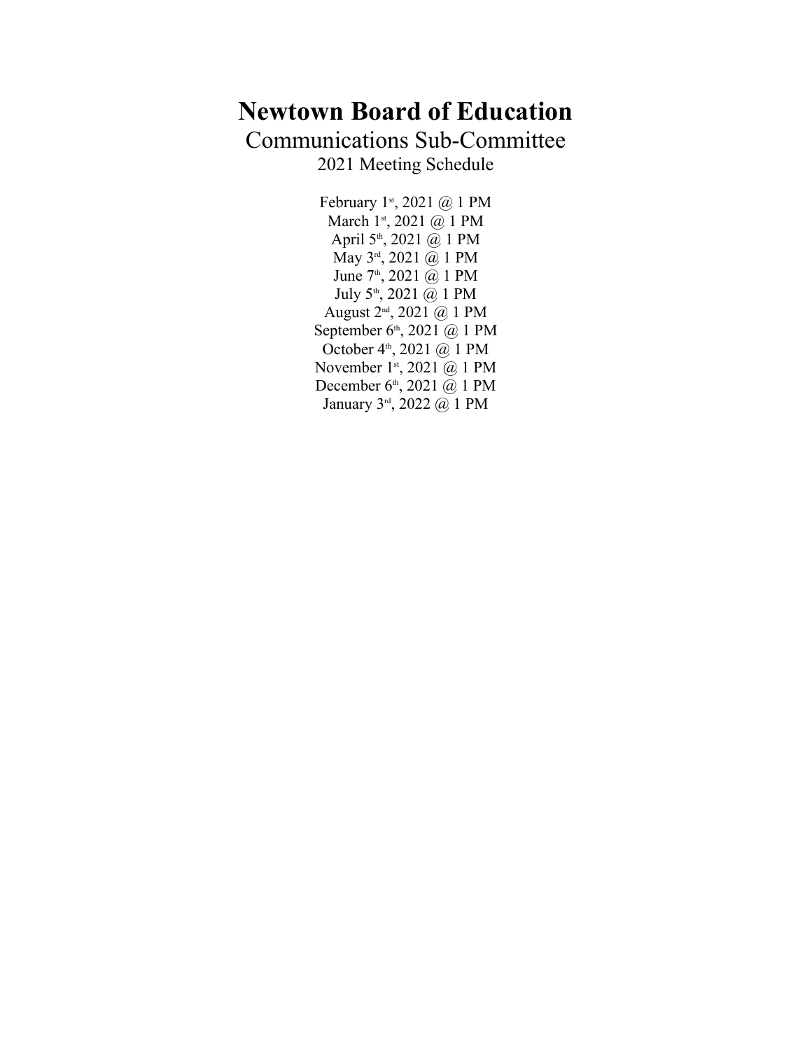# Newtown Board of Education

## Communications Sub-Committee

### 2021 Meeting Schedule

February 1st, 2021 @ 1 PM
March 1st, 2021 @ 1 PM
April 5th, 2021 @ 1 PM
May 3rd, 2021 @ 1 PM
June 7th, 2021 @ 1 PM
July 5th, 2021 @ 1 PM
August 2nd, 2021 @ 1 PM
September 6th, 2021 @ 1 PM
October 4th, 2021 @ 1 PM
November 1st, 2021 @ 1 PM
December 6th, 2021 @ 1 PM
January 3rd, 2022 @ 1 PM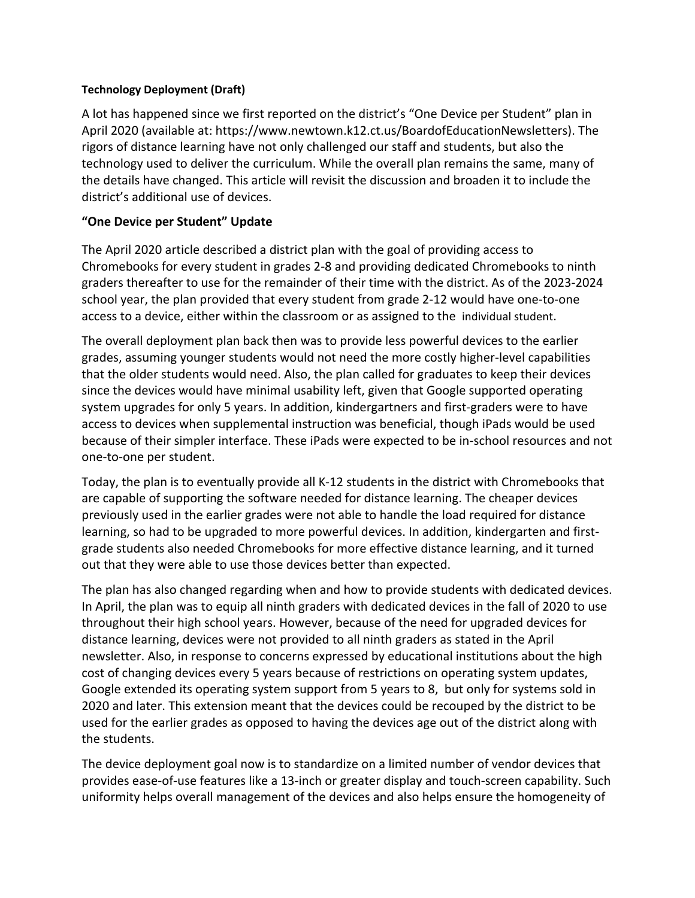**Technology Deployment (Draft)**

A lot has happened since we first reported on the district's "One Device per Student" plan in April 2020 (available at: https://www.newtown.k12.ct.us/BoardofEducationNewsletters). The rigors of distance learning have not only challenged our staff and students, but also the technology used to deliver the curriculum. While the overall plan remains the same, many of the details have changed. This article will revisit the discussion and broaden it to include the district's additional use of devices.

**"One Device per Student" Update**

The April 2020 article described a district plan with the goal of providing access to Chromebooks for every student in grades 2-8 and providing dedicated Chromebooks to ninth graders thereafter to use for the remainder of their time with the district. As of the 2023-2024 school year, the plan provided that every student from grade 2-12 would have one-to-one access to a device, either within the classroom or as assigned to the individual student.

The overall deployment plan back then was to provide less powerful devices to the earlier grades, assuming younger students would not need the more costly higher-level capabilities that the older students would need. Also, the plan called for graduates to keep their devices since the devices would have minimal usability left, given that Google supported operating system upgrades for only 5 years. In addition, kindergartners and first-graders were to have access to devices when supplemental instruction was beneficial, though iPads would be used because of their simpler interface. These iPads were expected to be in-school resources and not one-to-one per student.

Today, the plan is to eventually provide all K-12 students in the district with Chromebooks that are capable of supporting the software needed for distance learning. The cheaper devices previously used in the earlier grades were not able to handle the load required for distance learning, so had to be upgraded to more powerful devices. In addition, kindergarten and first-grade students also needed Chromebooks for more effective distance learning, and it turned out that they were able to use those devices better than expected.

The plan has also changed regarding when and how to provide students with dedicated devices. In April, the plan was to equip all ninth graders with dedicated devices in the fall of 2020 to use throughout their high school years. However, because of the need for upgraded devices for distance learning, devices were not provided to all ninth graders as stated in the April newsletter. Also, in response to concerns expressed by educational institutions about the high cost of changing devices every 5 years because of restrictions on operating system updates, Google extended its operating system support from 5 years to 8, but only for systems sold in 2020 and later. This extension meant that the devices could be recouped by the district to be used for the earlier grades as opposed to having the devices age out of the district along with the students.

The device deployment goal now is to standardize on a limited number of vendor devices that provides ease-of-use features like a 13-inch or greater display and touch-screen capability. Such uniformity helps overall management of the devices and also helps ensure the homogeneity of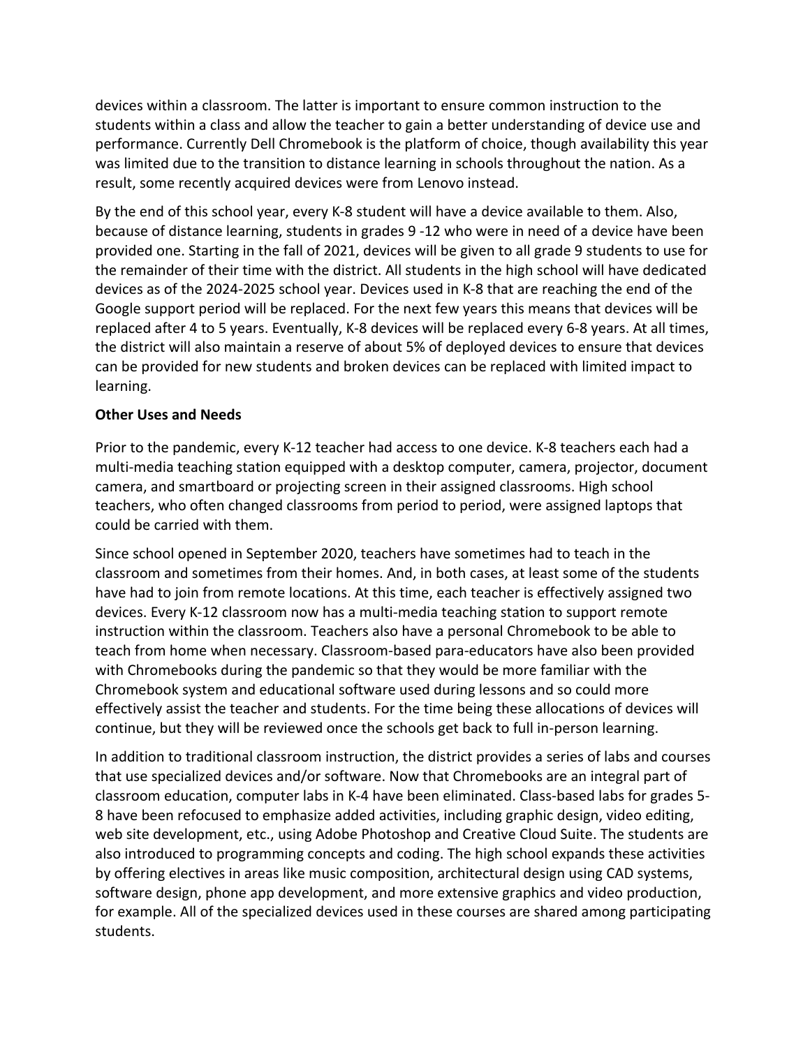devices within a classroom. The latter is important to ensure common instruction to the students within a class and allow the teacher to gain a better understanding of device use and performance. Currently Dell Chromebook is the platform of choice, though availability this year was limited due to the transition to distance learning in schools throughout the nation. As a result, some recently acquired devices were from Lenovo instead.

By the end of this school year, every K-8 student will have a device available to them. Also, because of distance learning, students in grades 9 -12 who were in need of a device have been provided one. Starting in the fall of 2021, devices will be given to all grade 9 students to use for the remainder of their time with the district. All students in the high school will have dedicated devices as of the 2024-2025 school year. Devices used in K-8 that are reaching the end of the Google support period will be replaced. For the next few years this means that devices will be replaced after 4 to 5 years. Eventually, K-8 devices will be replaced every 6-8 years. At all times, the district will also maintain a reserve of about 5% of deployed devices to ensure that devices can be provided for new students and broken devices can be replaced with limited impact to learning.

**Other Uses and Needs**

Prior to the pandemic, every K-12 teacher had access to one device. K-8 teachers each had a multi-media teaching station equipped with a desktop computer, camera, projector, document camera, and smartboard or projecting screen in their assigned classrooms. High school teachers, who often changed classrooms from period to period, were assigned laptops that could be carried with them.

Since school opened in September 2020, teachers have sometimes had to teach in the classroom and sometimes from their homes. And, in both cases, at least some of the students have had to join from remote locations. At this time, each teacher is effectively assigned two devices. Every K-12 classroom now has a multi-media teaching station to support remote instruction within the classroom. Teachers also have a personal Chromebook to be able to teach from home when necessary. Classroom-based para-educators have also been provided with Chromebooks during the pandemic so that they would be more familiar with the Chromebook system and educational software used during lessons and so could more effectively assist the teacher and students. For the time being these allocations of devices will continue, but they will be reviewed once the schools get back to full in-person learning.

In addition to traditional classroom instruction, the district provides a series of labs and courses that use specialized devices and/or software. Now that Chromebooks are an integral part of classroom education, computer labs in K-4 have been eliminated. Class-based labs for grades 5-8 have been refocused to emphasize added activities, including graphic design, video editing, web site development, etc., using Adobe Photoshop and Creative Cloud Suite. The students are also introduced to programming concepts and coding. The high school expands these activities by offering electives in areas like music composition, architectural design using CAD systems, software design, phone app development, and more extensive graphics and video production, for example. All of the specialized devices used in these courses are shared among participating students.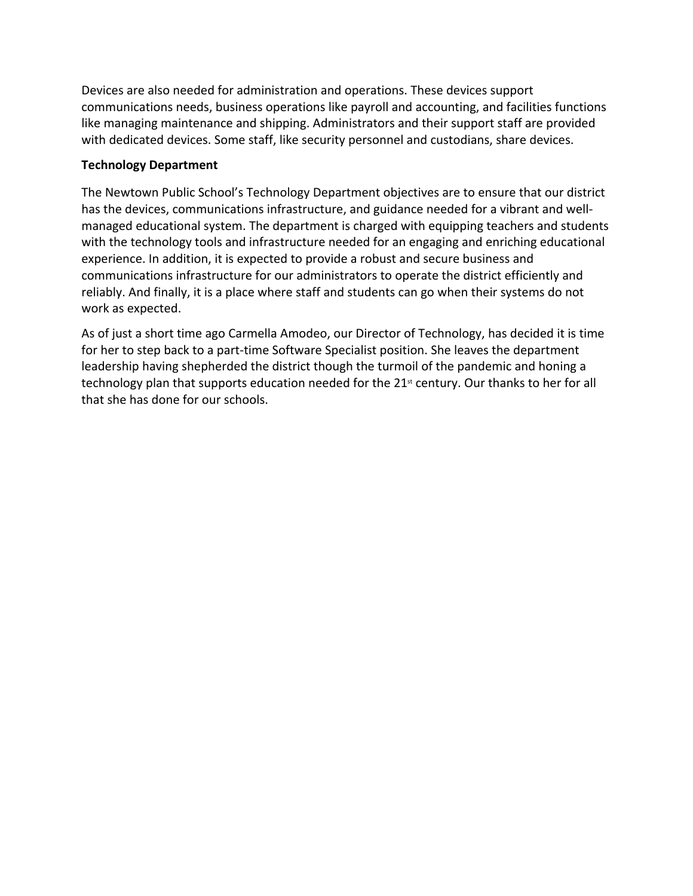Devices are also needed for administration and operations. These devices support communications needs, business operations like payroll and accounting, and facilities functions like managing maintenance and shipping. Administrators and their support staff are provided with dedicated devices. Some staff, like security personnel and custodians, share devices.

**Technology Department**

The Newtown Public School's Technology Department objectives are to ensure that our district has the devices, communications infrastructure, and guidance needed for a vibrant and well-managed educational system. The department is charged with equipping teachers and students with the technology tools and infrastructure needed for an engaging and enriching educational experience. In addition, it is expected to provide a robust and secure business and communications infrastructure for our administrators to operate the district efficiently and reliably. And finally, it is a place where staff and students can go when their systems do not work as expected.

As of just a short time ago Carmella Amodeo, our Director of Technology, has decided it is time for her to step back to a part-time Software Specialist position. She leaves the department leadership having shepherded the district though the turmoil of the pandemic and honing a technology plan that supports education needed for the 21st century. Our thanks to her for all that she has done for our schools.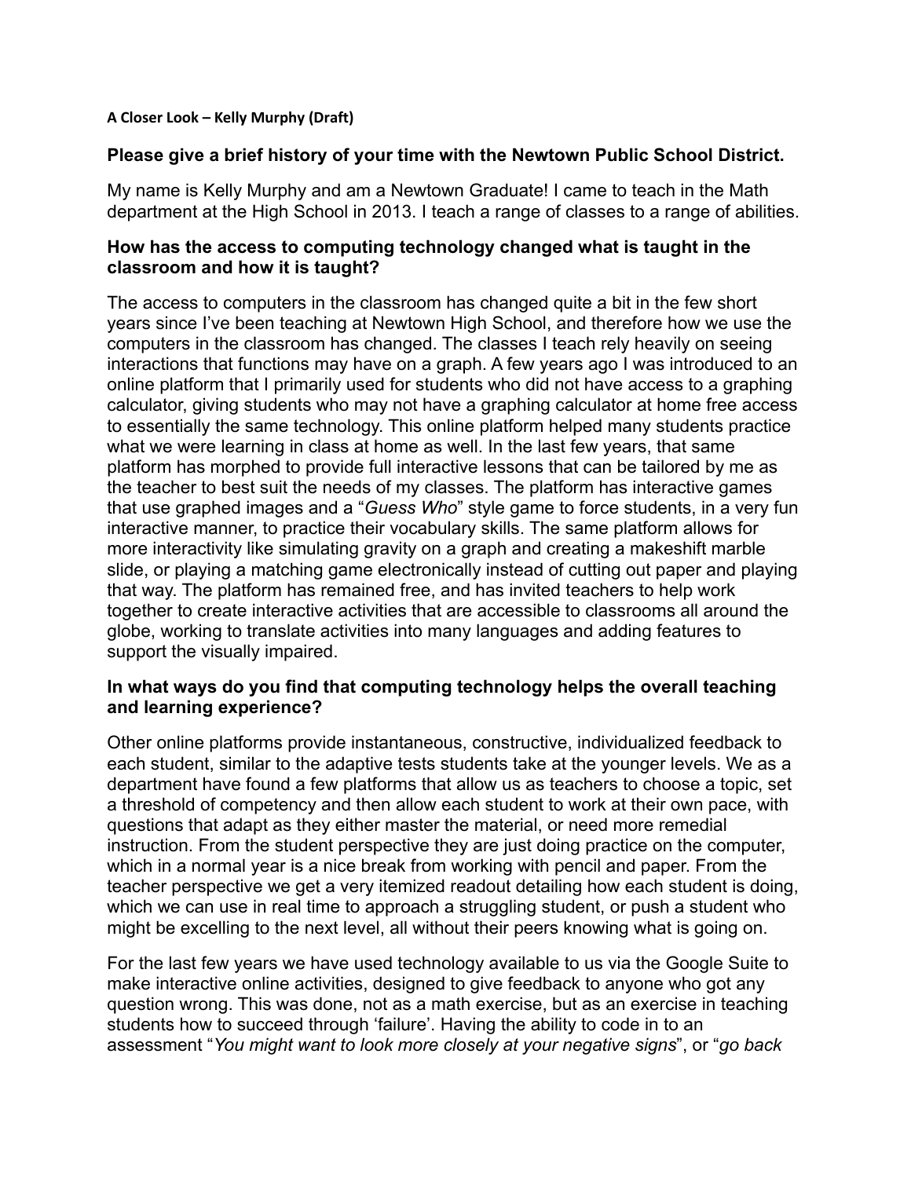**A Closer Look – Kelly Murphy (Draft)**

### Please give a brief history of your time with the Newtown Public School District.

My name is Kelly Murphy and am a Newtown Graduate! I came to teach in the Math department at the High School in 2013. I teach a range of classes to a range of abilities.

### How has the access to computing technology changed what is taught in the classroom and how it is taught?

The access to computers in the classroom has changed quite a bit in the few short years since I've been teaching at Newtown High School, and therefore how we use the computers in the classroom has changed. The classes I teach rely heavily on seeing interactions that functions may have on a graph. A few years ago I was introduced to an online platform that I primarily used for students who did not have access to a graphing calculator, giving students who may not have a graphing calculator at home free access to essentially the same technology. This online platform helped many students practice what we were learning in class at home as well. In the last few years, that same platform has morphed to provide full interactive lessons that can be tailored by me as the teacher to best suit the needs of my classes. The platform has interactive games that use graphed images and a "*Guess Who*" style game to force students, in a very fun interactive manner, to practice their vocabulary skills. The same platform allows for more interactivity like simulating gravity on a graph and creating a makeshift marble slide, or playing a matching game electronically instead of cutting out paper and playing that way. The platform has remained free, and has invited teachers to help work together to create interactive activities that are accessible to classrooms all around the globe, working to translate activities into many languages and adding features to support the visually impaired.

### In what ways do you find that computing technology helps the overall teaching and learning experience?

Other online platforms provide instantaneous, constructive, individualized feedback to each student, similar to the adaptive tests students take at the younger levels. We as a department have found a few platforms that allow us as teachers to choose a topic, set a threshold of competency and then allow each student to work at their own pace, with questions that adapt as they either master the material, or need more remedial instruction. From the student perspective they are just doing practice on the computer, which in a normal year is a nice break from working with pencil and paper. From the teacher perspective we get a very itemized readout detailing how each student is doing, which we can use in real time to approach a struggling student, or push a student who might be excelling to the next level, all without their peers knowing what is going on.

For the last few years we have used technology available to us via the Google Suite to make interactive online activities, designed to give feedback to anyone who got any question wrong. This was done, not as a math exercise, but as an exercise in teaching students how to succeed through 'failure'. Having the ability to code in to an assessment "*You might want to look more closely at your negative signs*", or "*go back*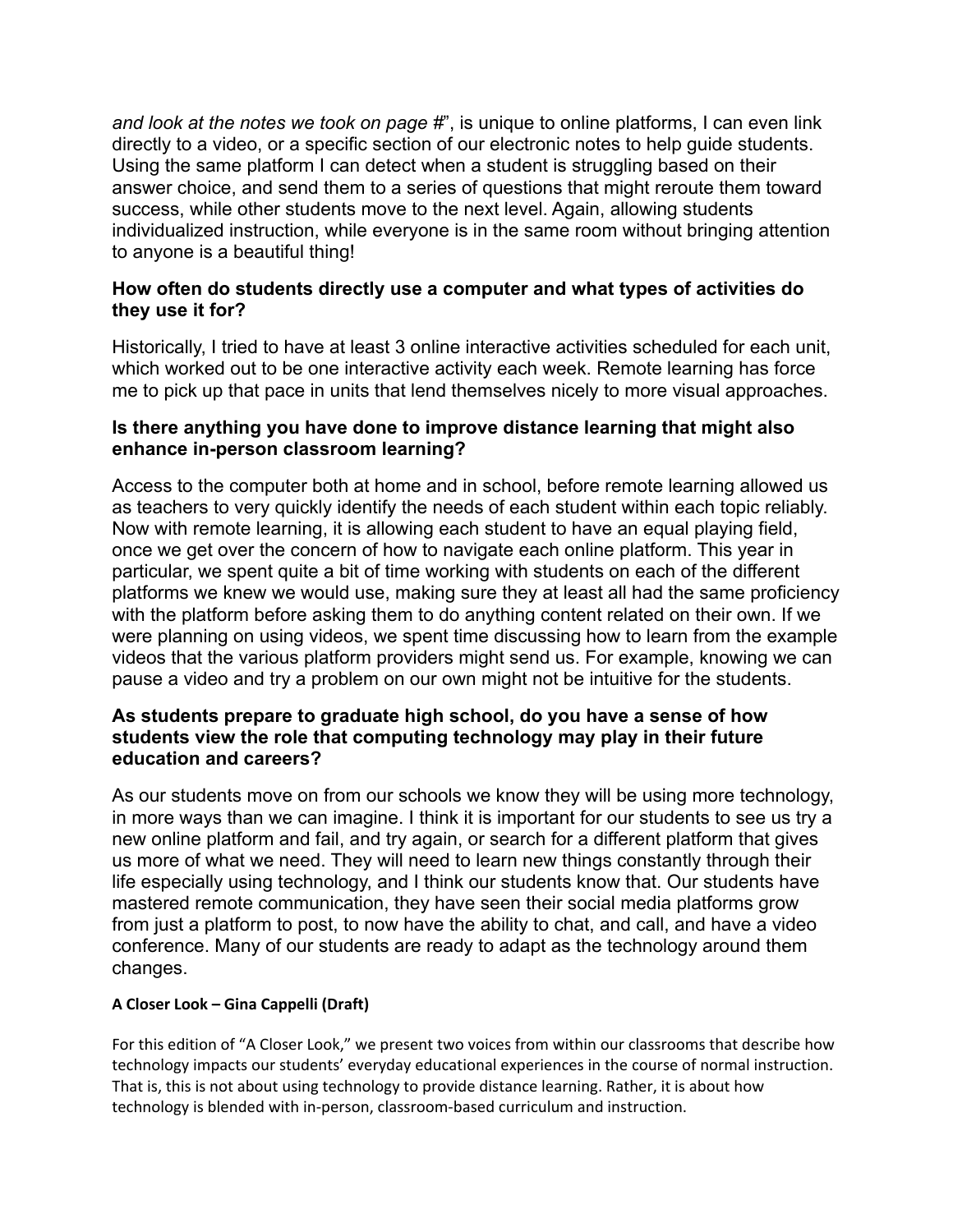*and look at the notes we took on page #*", is unique to online platforms, I can even link directly to a video, or a specific section of our electronic notes to help guide students. Using the same platform I can detect when a student is struggling based on their answer choice, and send them to a series of questions that might reroute them toward success, while other students move to the next level. Again, allowing students individualized instruction, while everyone is in the same room without bringing attention to anyone is a beautiful thing!

**How often do students directly use a computer and what types of activities do they use it for?**

Historically, I tried to have at least 3 online interactive activities scheduled for each unit, which worked out to be one interactive activity each week. Remote learning has force me to pick up that pace in units that lend themselves nicely to more visual approaches.

**Is there anything you have done to improve distance learning that might also enhance in-person classroom learning?**

Access to the computer both at home and in school, before remote learning allowed us as teachers to very quickly identify the needs of each student within each topic reliably. Now with remote learning, it is allowing each student to have an equal playing field, once we get over the concern of how to navigate each online platform. This year in particular, we spent quite a bit of time working with students on each of the different platforms we knew we would use, making sure they at least all had the same proficiency with the platform before asking them to do anything content related on their own. If we were planning on using videos, we spent time discussing how to learn from the example videos that the various platform providers might send us. For example, knowing we can pause a video and try a problem on our own might not be intuitive for the students.

**As students prepare to graduate high school, do you have a sense of how students view the role that computing technology may play in their future education and careers?**

As our students move on from our schools we know they will be using more technology, in more ways than we can imagine. I think it is important for our students to see us try a new online platform and fail, and try again, or search for a different platform that gives us more of what we need. They will need to learn new things constantly through their life especially using technology, and I think our students know that. Our students have mastered remote communication, they have seen their social media platforms grow from just a platform to post, to now have the ability to chat, and call, and have a video conference. Many of our students are ready to adapt as the technology around them changes.

**A Closer Look – Gina Cappelli (Draft)**

For this edition of "A Closer Look," we present two voices from within our classrooms that describe how technology impacts our students' everyday educational experiences in the course of normal instruction. That is, this is not about using technology to provide distance learning. Rather, it is about how technology is blended with in-person, classroom-based curriculum and instruction.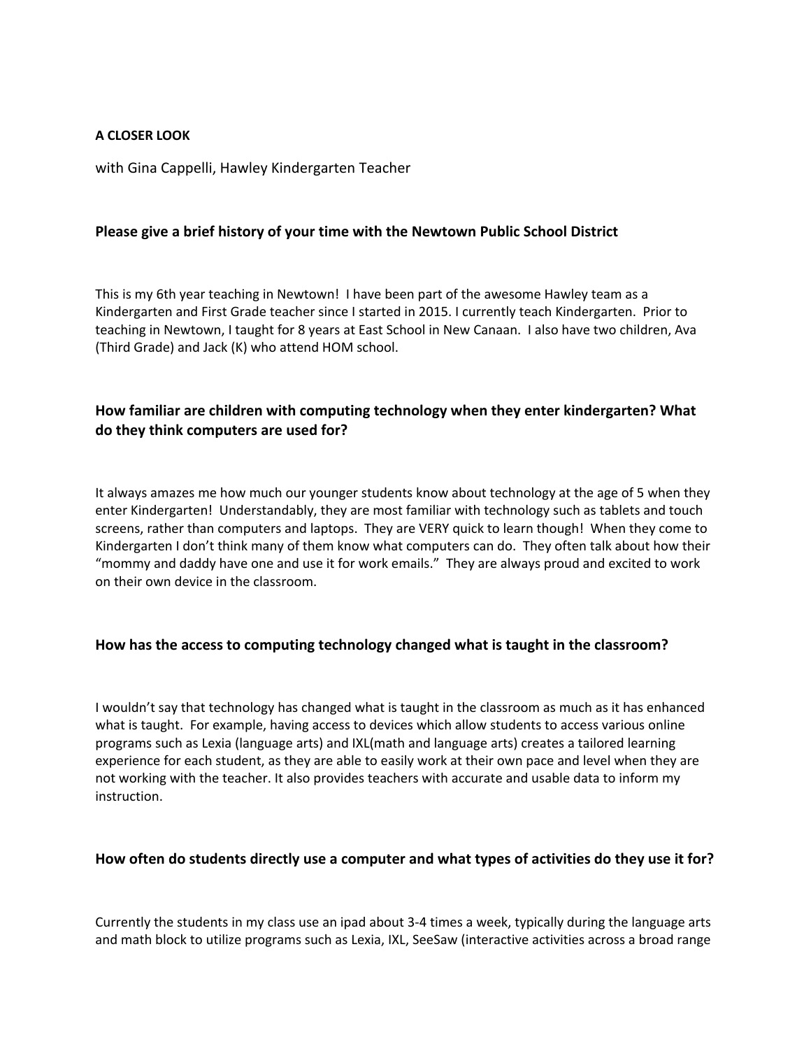**A CLOSER LOOK**

with Gina Cappelli, Hawley Kindergarten Teacher

### Please give a brief history of your time with the Newtown Public School District

This is my 6th year teaching in Newtown! I have been part of the awesome Hawley team as a Kindergarten and First Grade teacher since I started in 2015. I currently teach Kindergarten. Prior to teaching in Newtown, I taught for 8 years at East School in New Canaan. I also have two children, Ava (Third Grade) and Jack (K) who attend HOM school.

### How familiar are children with computing technology when they enter kindergarten? What do they think computers are used for?

It always amazes me how much our younger students know about technology at the age of 5 when they enter Kindergarten! Understandably, they are most familiar with technology such as tablets and touch screens, rather than computers and laptops. They are VERY quick to learn though! When they come to Kindergarten I don't think many of them know what computers can do. They often talk about how their "mommy and daddy have one and use it for work emails." They are always proud and excited to work on their own device in the classroom.

### How has the access to computing technology changed what is taught in the classroom?

I wouldn't say that technology has changed what is taught in the classroom as much as it has enhanced what is taught. For example, having access to devices which allow students to access various online programs such as Lexia (language arts) and IXL(math and language arts) creates a tailored learning experience for each student, as they are able to easily work at their own pace and level when they are not working with the teacher. It also provides teachers with accurate and usable data to inform my instruction.

### How often do students directly use a computer and what types of activities do they use it for?

Currently the students in my class use an ipad about 3-4 times a week, typically during the language arts and math block to utilize programs such as Lexia, IXL, SeeSaw (interactive activities across a broad range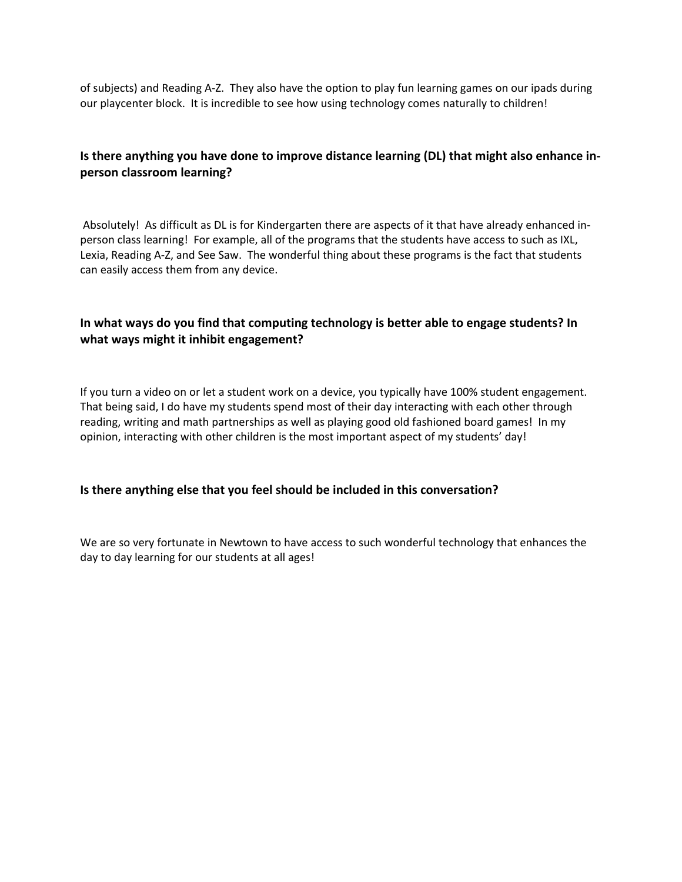of subjects) and Reading A-Z. They also have the option to play fun learning games on our ipads during our playcenter block. It is incredible to see how using technology comes naturally to children!

**Is there anything you have done to improve distance learning (DL) that might also enhance in-person classroom learning?**

Absolutely! As difficult as DL is for Kindergarten there are aspects of it that have already enhanced in-person class learning! For example, all of the programs that the students have access to such as IXL, Lexia, Reading A-Z, and See Saw. The wonderful thing about these programs is the fact that students can easily access them from any device.

**In what ways do you find that computing technology is better able to engage students? In what ways might it inhibit engagement?**

If you turn a video on or let a student work on a device, you typically have 100% student engagement. That being said, I do have my students spend most of their day interacting with each other through reading, writing and math partnerships as well as playing good old fashioned board games! In my opinion, interacting with other children is the most important aspect of my students' day!

**Is there anything else that you feel should be included in this conversation?**

We are so very fortunate in Newtown to have access to such wonderful technology that enhances the day to day learning for our students at all ages!